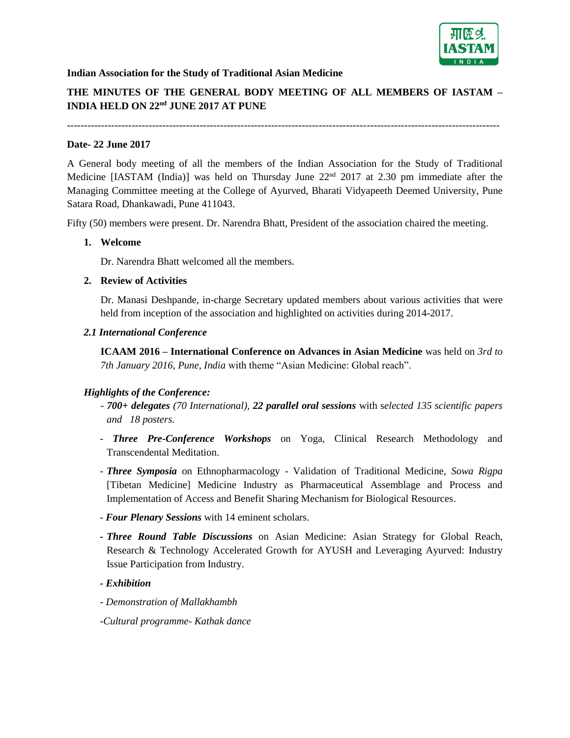**Indian Association for the Study of Traditional Asian Medicine**

# THE MINUTES OF THE GENERAL BODY MEETING OF ALL MEMBERS OF IASTAM – INDIA HELD ON 22nd JUNE 2017 AT PUNE

---

**Date- 22 June 2017**

A General body meeting of all the members of the Indian Association for the Study of Traditional Medicine [IASTAM (India)] was held on Thursday June 22nd 2017 at 2.30 pm immediate after the Managing Committee meeting at the College of Ayurved, Bharati Vidyapeeth Deemed University, Pune Satara Road, Dhankawadi, Pune 411043.

Fifty (50) members were present. Dr. Narendra Bhatt, President of the association chaired the meeting.

1. **Welcome**

   Dr. Narendra Bhatt welcomed all the members.

2. **Review of Activities**

   Dr. Manasi Deshpande, in-charge Secretary updated members about various activities that were held from inception of the association and highlighted on activities during 2014-2017.

*2.1 International Conference*

**ICAAM 2016 – International Conference on Advances in Asian Medicine** was held on *3rd to 7th January 2016, Pune, India* with theme "Asian Medicine: Global reach".

***Highlights of the Conference:***

- ***700+ delegates*** *(70 International),* ***22 parallel oral sessions*** with s*elected 135 scientific papers and 18 posters.*
- ***Three Pre-Conference Workshops*** on Yoga, Clinical Research Methodology and Transcendental Meditation.
- ***Three Symposia*** on Ethnopharmacology - Validation of Traditional Medicine, *Sowa Rigpa* [Tibetan Medicine] Medicine Industry as Pharmaceutical Assemblage and Process and Implementation of Access and Benefit Sharing Mechanism for Biological Resources.
- ***Four Plenary Sessions*** with 14 eminent scholars.
- ***Three Round Table Discussions*** on Asian Medicine: Asian Strategy for Global Reach, Research & Technology Accelerated Growth for AYUSH and Leveraging Ayurved: Industry Issue Participation from Industry.
- ***Exhibition***
- *Demonstration of Mallakhambh*
- *Cultural programme- Kathak dance*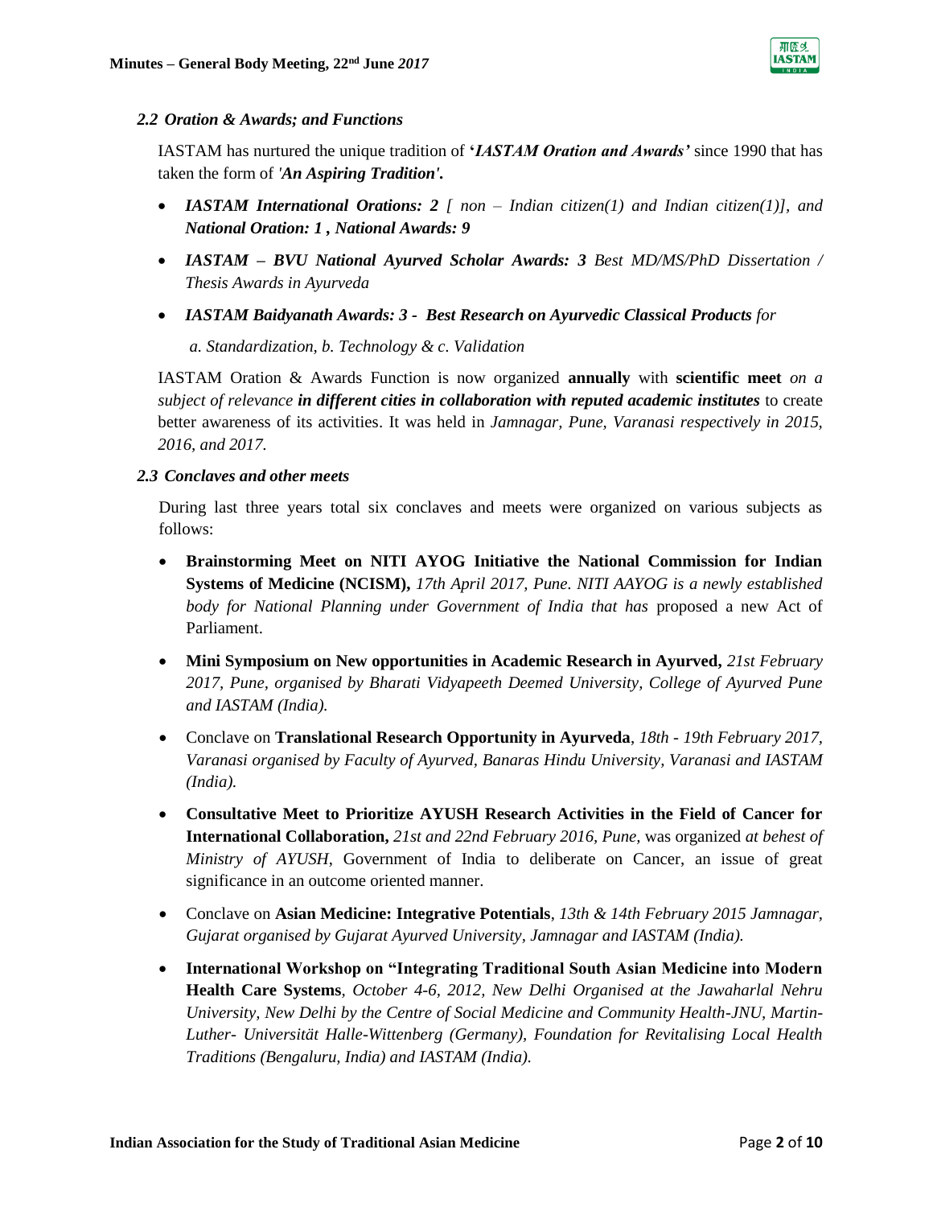### *2.2 Oration & Awards; and Functions*

IASTAM has nurtured the unique tradition of **'*IASTAM Oration and Awards'*** since 1990 that has taken the form of *'**An Aspiring Tradition**'.*

- ***IASTAM International Orations: 2** [ non – Indian citizen(1) and Indian citizen(1)], and **National Oration: 1 , National Awards: 9***
- ***IASTAM – BVU National Ayurved Scholar Awards: 3** Best MD/MS/PhD Dissertation / Thesis Awards in Ayurveda*
- ***IASTAM Baidyanath Awards: 3 - Best Research on Ayurvedic Classical Products** for*

  *a. Standardization, b. Technology & c. Validation*

IASTAM Oration & Awards Function is now organized **annually** with **scientific meet** *on a subject of relevance* ***in different cities in collaboration with reputed academic institutes*** to create better awareness of its activities. It was held in *Jamnagar, Pune, Varanasi respectively in 2015, 2016, and 2017.*

### *2.3 Conclaves and other meets*

During last three years total six conclaves and meets were organized on various subjects as follows:

- **Brainstorming Meet on NITI AYOG Initiative the National Commission for Indian Systems of Medicine (NCISM),** *17th April 2017, Pune. NITI AAYOG is a newly established body for National Planning under Government of India that has* proposed a new Act of Parliament.
- **Mini Symposium on New opportunities in Academic Research in Ayurved,** *21st February 2017, Pune, organised by Bharati Vidyapeeth Deemed University, College of Ayurved Pune and IASTAM (India).*
- Conclave on **Translational Research Opportunity in Ayurveda**, *18th - 19th February 2017, Varanasi organised by Faculty of Ayurved, Banaras Hindu University, Varanasi and IASTAM (India).*
- **Consultative Meet to Prioritize AYUSH Research Activities in the Field of Cancer for International Collaboration,** *21st and 22nd February 2016, Pune,* was organized *at behest of Ministry of AYUSH*, Government of India to deliberate on Cancer, an issue of great significance in an outcome oriented manner.
- Conclave on **Asian Medicine: Integrative Potentials**, *13th & 14th February 2015 Jamnagar, Gujarat organised by Gujarat Ayurved University, Jamnagar and IASTAM (India).*
- **International Workshop on "Integrating Traditional South Asian Medicine into Modern Health Care Systems**, *October 4-6, 2012, New Delhi Organised at the Jawaharlal Nehru University, New Delhi by the Centre of Social Medicine and Community Health-JNU, Martin-Luther- Universität Halle-Wittenberg (Germany), Foundation for Revitalising Local Health Traditions (Bengaluru, India) and IASTAM (India).*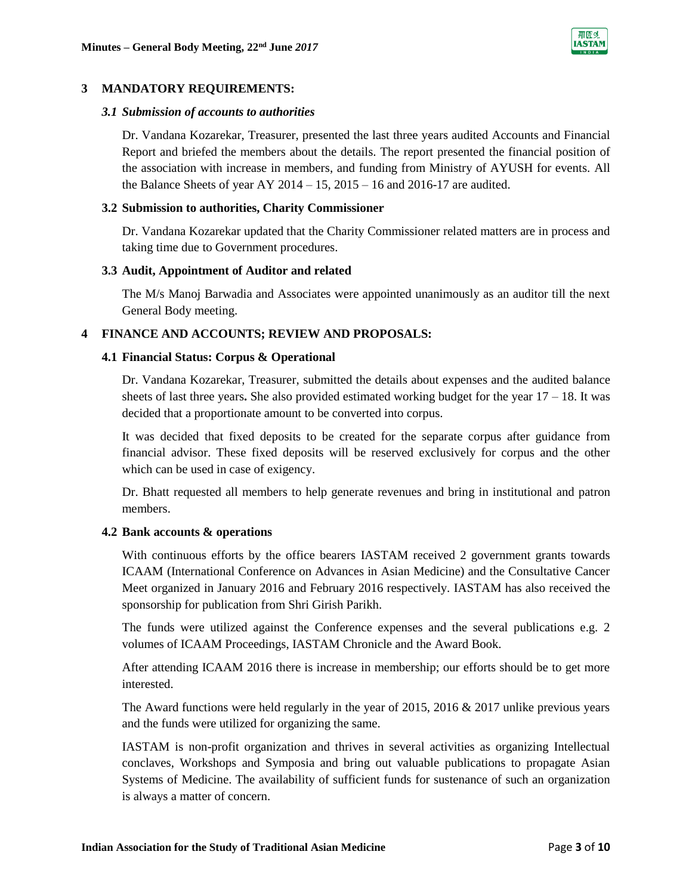## 3 MANDATORY REQUIREMENTS:

### *3.1 Submission of accounts to authorities*

Dr. Vandana Kozarekar, Treasurer, presented the last three years audited Accounts and Financial Report and briefed the members about the details. The report presented the financial position of the association with increase in members, and funding from Ministry of AYUSH for events. All the Balance Sheets of year AY 2014 – 15, 2015 – 16 and 2016-17 are audited.

### 3.2 Submission to authorities, Charity Commissioner

Dr. Vandana Kozarekar updated that the Charity Commissioner related matters are in process and taking time due to Government procedures.

### 3.3 Audit, Appointment of Auditor and related

The M/s Manoj Barwadia and Associates were appointed unanimously as an auditor till the next General Body meeting.

## 4 FINANCE AND ACCOUNTS; REVIEW AND PROPOSALS:

### 4.1 Financial Status: Corpus & Operational

Dr. Vandana Kozarekar, Treasurer, submitted the details about expenses and the audited balance sheets of last three years**.** She also provided estimated working budget for the year 17 – 18. It was decided that a proportionate amount to be converted into corpus.

It was decided that fixed deposits to be created for the separate corpus after guidance from financial advisor. These fixed deposits will be reserved exclusively for corpus and the other which can be used in case of exigency.

Dr. Bhatt requested all members to help generate revenues and bring in institutional and patron members.

### 4.2 Bank accounts & operations

With continuous efforts by the office bearers IASTAM received 2 government grants towards ICAAM (International Conference on Advances in Asian Medicine) and the Consultative Cancer Meet organized in January 2016 and February 2016 respectively. IASTAM has also received the sponsorship for publication from Shri Girish Parikh.

The funds were utilized against the Conference expenses and the several publications e.g. 2 volumes of ICAAM Proceedings, IASTAM Chronicle and the Award Book.

After attending ICAAM 2016 there is increase in membership; our efforts should be to get more interested.

The Award functions were held regularly in the year of 2015, 2016 & 2017 unlike previous years and the funds were utilized for organizing the same.

IASTAM is non-profit organization and thrives in several activities as organizing Intellectual conclaves, Workshops and Symposia and bring out valuable publications to propagate Asian Systems of Medicine. The availability of sufficient funds for sustenance of such an organization is always a matter of concern.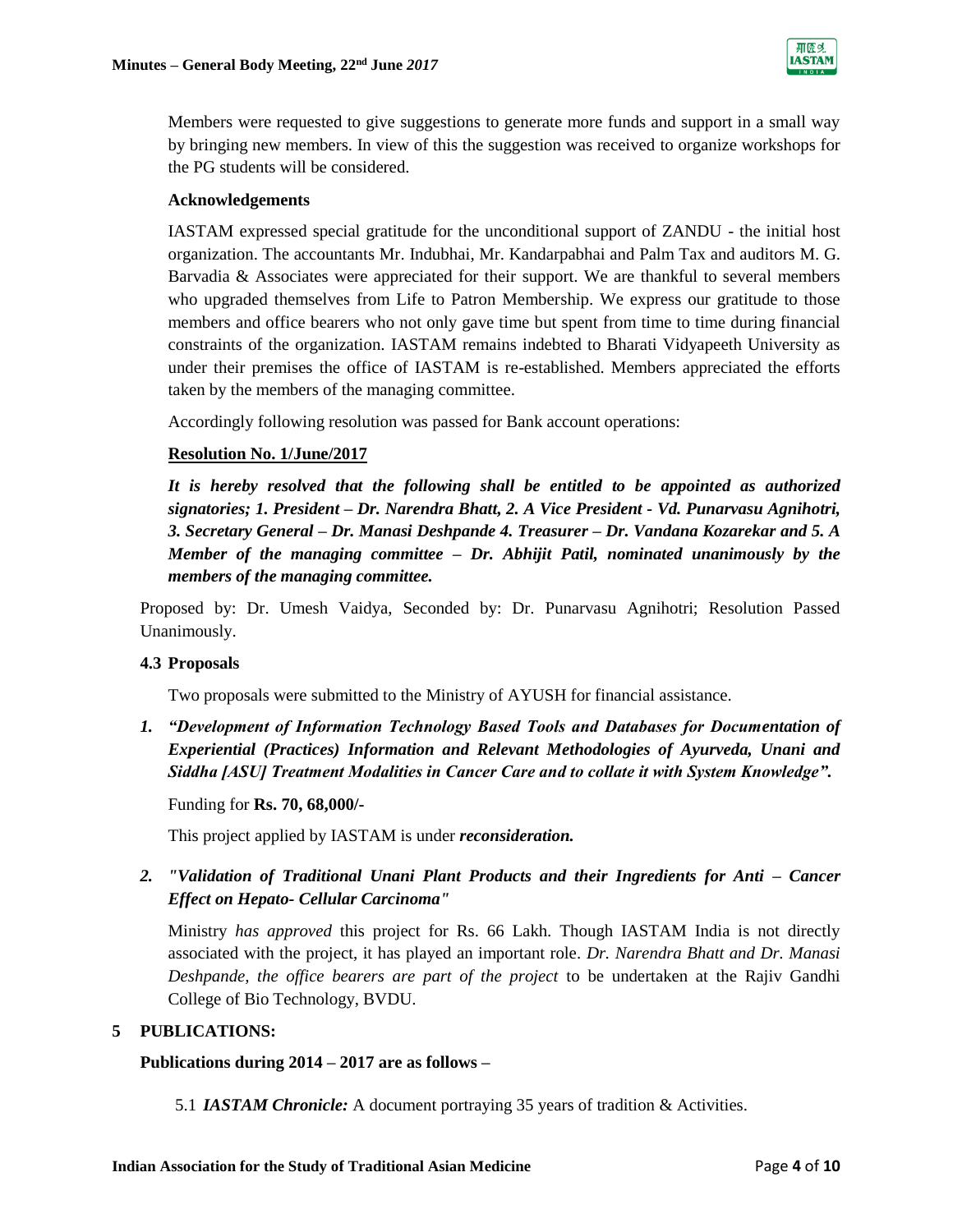Members were requested to give suggestions to generate more funds and support in a small way by bringing new members. In view of this the suggestion was received to organize workshops for the PG students will be considered.

**Acknowledgements**

IASTAM expressed special gratitude for the unconditional support of ZANDU - the initial host organization. The accountants Mr. Indubhai, Mr. Kandarpabhai and Palm Tax and auditors M. G. Barvadia & Associates were appreciated for their support. We are thankful to several members who upgraded themselves from Life to Patron Membership. We express our gratitude to those members and office bearers who not only gave time but spent from time to time during financial constraints of the organization. IASTAM remains indebted to Bharati Vidyapeeth University as under their premises the office of IASTAM is re-established. Members appreciated the efforts taken by the members of the managing committee.

Accordingly following resolution was passed for Bank account operations:

**Resolution No. 1/June/2017**

***It is hereby resolved that the following shall be entitled to be appointed as authorized signatories; 1. President – Dr. Narendra Bhatt, 2. A Vice President - Vd. Punarvasu Agnihotri, 3. Secretary General – Dr. Manasi Deshpande 4. Treasurer – Dr. Vandana Kozarekar and 5. A Member of the managing committee – Dr. Abhijit Patil, nominated unanimously by the members of the managing committee.***

Proposed by: Dr. Umesh Vaidya, Seconded by: Dr. Punarvasu Agnihotri; Resolution Passed Unanimously.

### 4.3 Proposals

Two proposals were submitted to the Ministry of AYUSH for financial assistance.

1. ***"Development of Information Technology Based Tools and Databases for Documentation of Experiential (Practices) Information and Relevant Methodologies of Ayurveda, Unani and Siddha [ASU] Treatment Modalities in Cancer Care and to collate it with System Knowledge".***

   Funding for **Rs. 70, 68,000/-**

   This project applied by IASTAM is under ***reconsideration.***

2. ***"Validation of Traditional Unani Plant Products and their Ingredients for Anti – Cancer Effect on Hepato- Cellular Carcinoma"***

   Ministry *has approved* this project for Rs. 66 Lakh. Though IASTAM India is not directly associated with the project, it has played an important role. *Dr. Narendra Bhatt and Dr. Manasi Deshpande, the office bearers are part of the project* to be undertaken at the Rajiv Gandhi College of Bio Technology, BVDU.

## 5 PUBLICATIONS:

**Publications during 2014 – 2017 are as follows –**

5.1 ***IASTAM Chronicle:*** A document portraying 35 years of tradition & Activities.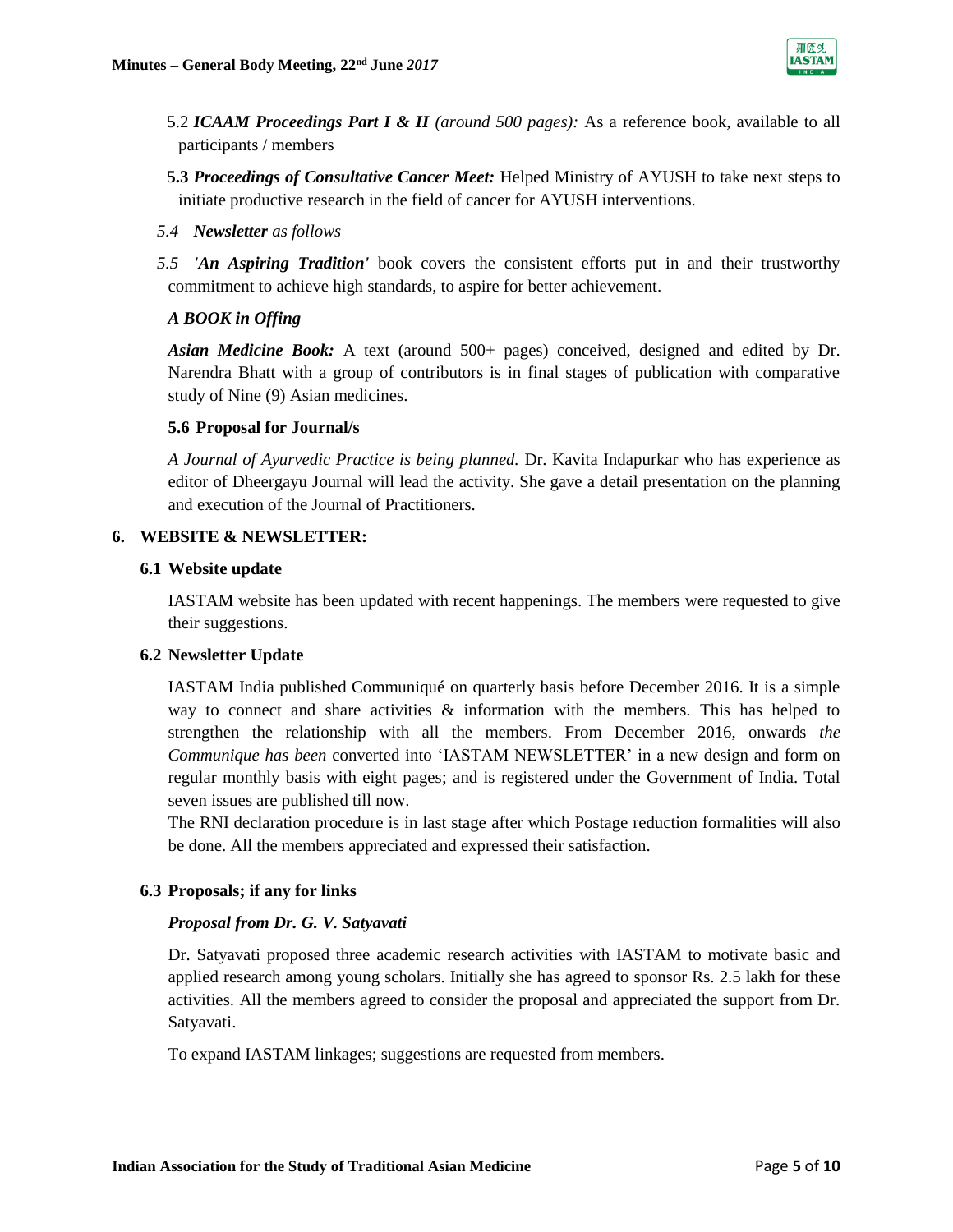5.2 ***ICAAM Proceedings Part I & II*** *(around 500 pages):* As a reference book, available to all participants / members

**5.3** ***Proceedings of Consultative Cancer Meet:*** Helped Ministry of AYUSH to take next steps to initiate productive research in the field of cancer for AYUSH interventions.

*5.4* ***Newsletter*** *as follows*

*5.5* ***'An Aspiring Tradition'*** book covers the consistent efforts put in and their trustworthy commitment to achieve high standards, to aspire for better achievement.

***A BOOK in Offing***

***Asian Medicine Book:*** A text (around 500+ pages) conceived, designed and edited by Dr. Narendra Bhatt with a group of contributors is in final stages of publication with comparative study of Nine (9) Asian medicines.

**5.6 Proposal for Journal/s**

*A Journal of Ayurvedic Practice is being planned.* Dr. Kavita Indapurkar who has experience as editor of Dheergayu Journal will lead the activity. She gave a detail presentation on the planning and execution of the Journal of Practitioners.

## 6. WEBSITE & NEWSLETTER:

**6.1 Website update**

IASTAM website has been updated with recent happenings. The members were requested to give their suggestions.

**6.2 Newsletter Update**

IASTAM India published Communiqué on quarterly basis before December 2016. It is a simple way to connect and share activities & information with the members. This has helped to strengthen the relationship with all the members. From December 2016, onwards *the Communique has been* converted into 'IASTAM NEWSLETTER' in a new design and form on regular monthly basis with eight pages; and is registered under the Government of India. Total seven issues are published till now.

The RNI declaration procedure is in last stage after which Postage reduction formalities will also be done. All the members appreciated and expressed their satisfaction.

**6.3 Proposals; if any for links**

***Proposal from Dr. G. V. Satyavati***

Dr. Satyavati proposed three academic research activities with IASTAM to motivate basic and applied research among young scholars. Initially she has agreed to sponsor Rs. 2.5 lakh for these activities. All the members agreed to consider the proposal and appreciated the support from Dr. Satyavati.

To expand IASTAM linkages; suggestions are requested from members.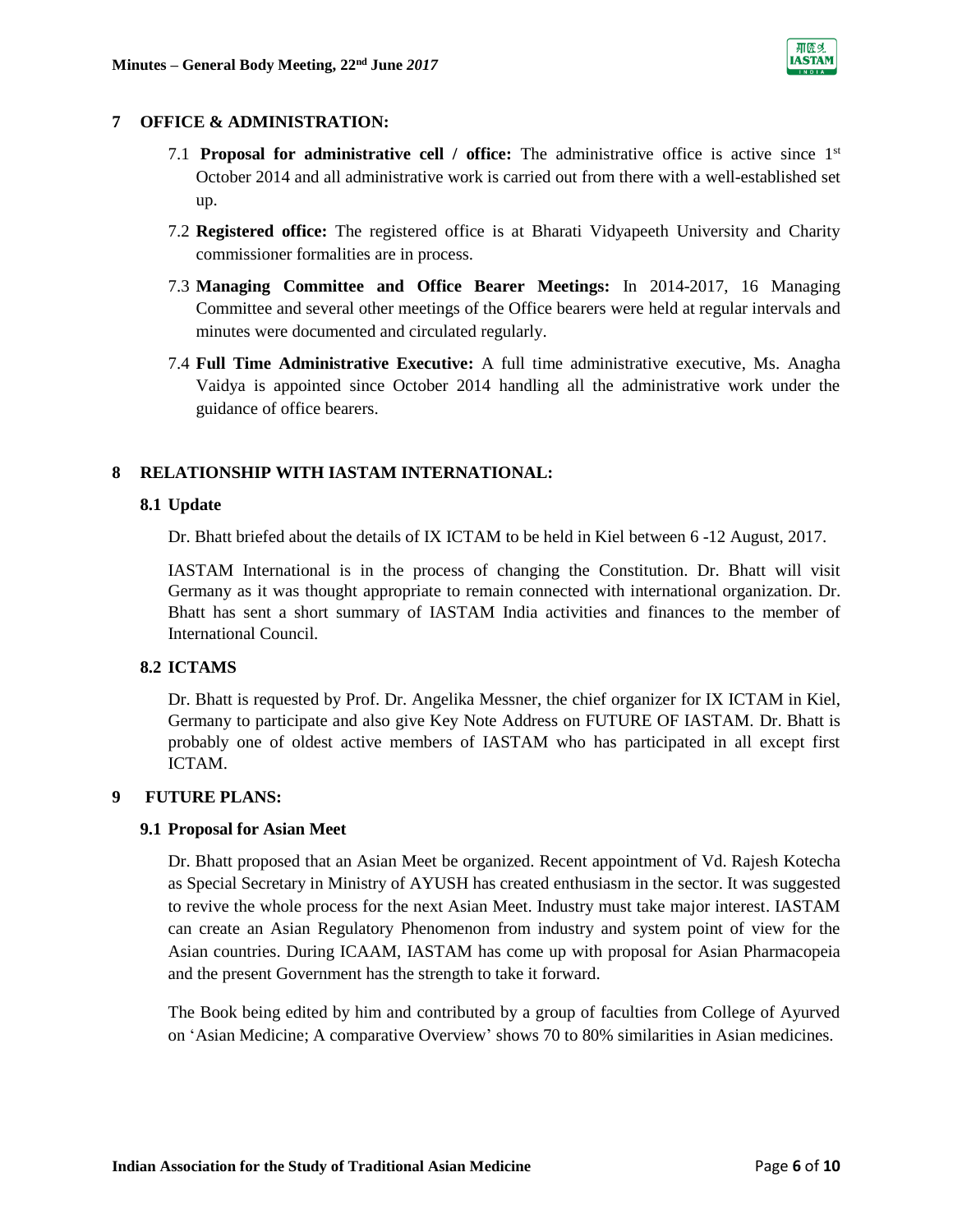## 7 OFFICE & ADMINISTRATION:

7.1 **Proposal for administrative cell / office:** The administrative office is active since 1st October 2014 and all administrative work is carried out from there with a well-established set up.

7.2 **Registered office:** The registered office is at Bharati Vidyapeeth University and Charity commissioner formalities are in process.

7.3 **Managing Committee and Office Bearer Meetings:** In 2014-2017, 16 Managing Committee and several other meetings of the Office bearers were held at regular intervals and minutes were documented and circulated regularly.

7.4 **Full Time Administrative Executive:** A full time administrative executive, Ms. Anagha Vaidya is appointed since October 2014 handling all the administrative work under the guidance of office bearers.

## 8 RELATIONSHIP WITH IASTAM INTERNATIONAL:

### 8.1 Update

Dr. Bhatt briefed about the details of IX ICTAM to be held in Kiel between 6 -12 August, 2017.

IASTAM International is in the process of changing the Constitution. Dr. Bhatt will visit Germany as it was thought appropriate to remain connected with international organization. Dr. Bhatt has sent a short summary of IASTAM India activities and finances to the member of International Council.

### 8.2 ICTAMS

Dr. Bhatt is requested by Prof. Dr. Angelika Messner, the chief organizer for IX ICTAM in Kiel, Germany to participate and also give Key Note Address on FUTURE OF IASTAM. Dr. Bhatt is probably one of oldest active members of IASTAM who has participated in all except first ICTAM.

## 9 FUTURE PLANS:

### 9.1 Proposal for Asian Meet

Dr. Bhatt proposed that an Asian Meet be organized. Recent appointment of Vd. Rajesh Kotecha as Special Secretary in Ministry of AYUSH has created enthusiasm in the sector. It was suggested to revive the whole process for the next Asian Meet. Industry must take major interest. IASTAM can create an Asian Regulatory Phenomenon from industry and system point of view for the Asian countries. During ICAAM, IASTAM has come up with proposal for Asian Pharmacopeia and the present Government has the strength to take it forward.

The Book being edited by him and contributed by a group of faculties from College of Ayurved on 'Asian Medicine; A comparative Overview' shows 70 to 80% similarities in Asian medicines.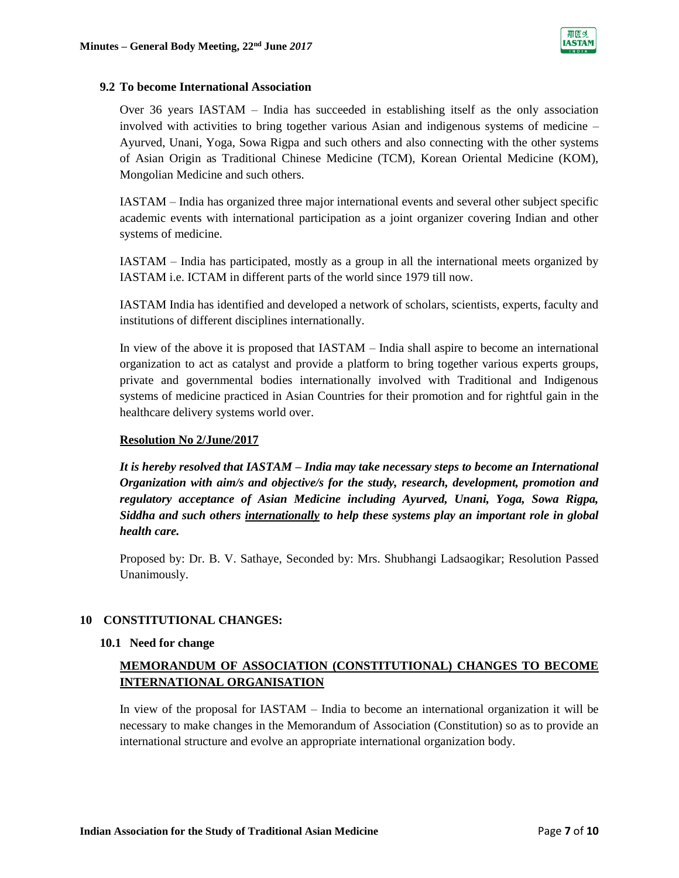### 9.2 To become International Association

Over 36 years IASTAM – India has succeeded in establishing itself as the only association involved with activities to bring together various Asian and indigenous systems of medicine – Ayurved, Unani, Yoga, Sowa Rigpa and such others and also connecting with the other systems of Asian Origin as Traditional Chinese Medicine (TCM), Korean Oriental Medicine (KOM), Mongolian Medicine and such others.

IASTAM – India has organized three major international events and several other subject specific academic events with international participation as a joint organizer covering Indian and other systems of medicine.

IASTAM – India has participated, mostly as a group in all the international meets organized by IASTAM i.e. ICTAM in different parts of the world since 1979 till now.

IASTAM India has identified and developed a network of scholars, scientists, experts, faculty and institutions of different disciplines internationally.

In view of the above it is proposed that IASTAM – India shall aspire to become an international organization to act as catalyst and provide a platform to bring together various experts groups, private and governmental bodies internationally involved with Traditional and Indigenous systems of medicine practiced in Asian Countries for their promotion and for rightful gain in the healthcare delivery systems world over.

**<u>Resolution No 2/June/2017</u>**

***It is hereby resolved that IASTAM – India may take necessary steps to become an International Organization with aim/s and objective/s for the study, research, development, promotion and regulatory acceptance of Asian Medicine including Ayurved, Unani, Yoga, Sowa Rigpa, Siddha and such others <u>internationally</u> to help these systems play an important role in global health care.***

Proposed by: Dr. B. V. Sathaye, Seconded by: Mrs. Shubhangi Ladsaogikar; Resolution Passed Unanimously.

## 10 CONSTITUTIONAL CHANGES:

### 10.1 Need for change

**<u>MEMORANDUM OF ASSOCIATION (CONSTITUTIONAL) CHANGES TO BECOME INTERNATIONAL ORGANISATION</u>**

In view of the proposal for IASTAM – India to become an international organization it will be necessary to make changes in the Memorandum of Association (Constitution) so as to provide an international structure and evolve an appropriate international organization body.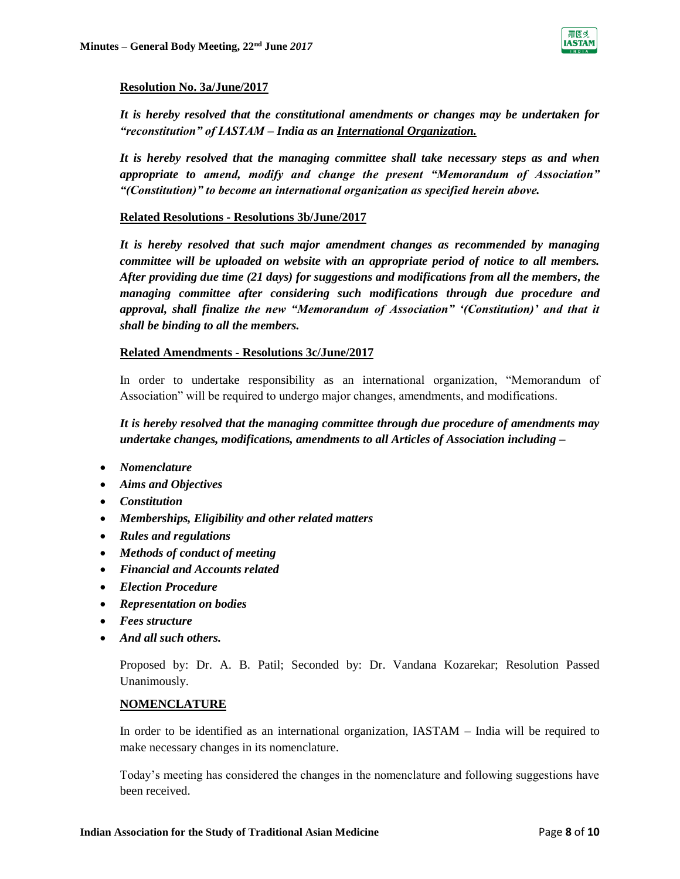**<u>Resolution No. 3a/June/2017</u>**

***It is hereby resolved that the constitutional amendments or changes may be undertaken for "reconstitution" of IASTAM – India as an <u>International Organization.</u>***

***It is hereby resolved that the managing committee shall take necessary steps as and when appropriate to amend, modify and change the present "Memorandum of Association" "(Constitution)" to become an international organization as specified herein above.***

**<u>Related Resolutions - Resolutions 3b/June/2017</u>**

***It is hereby resolved that such major amendment changes as recommended by managing committee will be uploaded on website with an appropriate period of notice to all members. After providing due time (21 days) for suggestions and modifications from all the members, the managing committee after considering such modifications through due procedure and approval, shall finalize the new "Memorandum of Association" '(Constitution)' and that it shall be binding to all the members.***

**<u>Related Amendments - Resolutions 3c/June/2017</u>**

In order to undertake responsibility as an international organization, "Memorandum of Association" will be required to undergo major changes, amendments, and modifications.

***It is hereby resolved that the managing committee through due procedure of amendments may undertake changes, modifications, amendments to all Articles of Association including –***

- ***Nomenclature***
- ***Aims and Objectives***
- ***Constitution***
- ***Memberships, Eligibility and other related matters***
- ***Rules and regulations***
- ***Methods of conduct of meeting***
- ***Financial and Accounts related***
- ***Election Procedure***
- ***Representation on bodies***
- ***Fees structure***
- ***And all such others.***

Proposed by: Dr. A. B. Patil; Seconded by: Dr. Vandana Kozarekar; Resolution Passed Unanimously.

**<u>NOMENCLATURE</u>**

In order to be identified as an international organization, IASTAM – India will be required to make necessary changes in its nomenclature.

Today's meeting has considered the changes in the nomenclature and following suggestions have been received.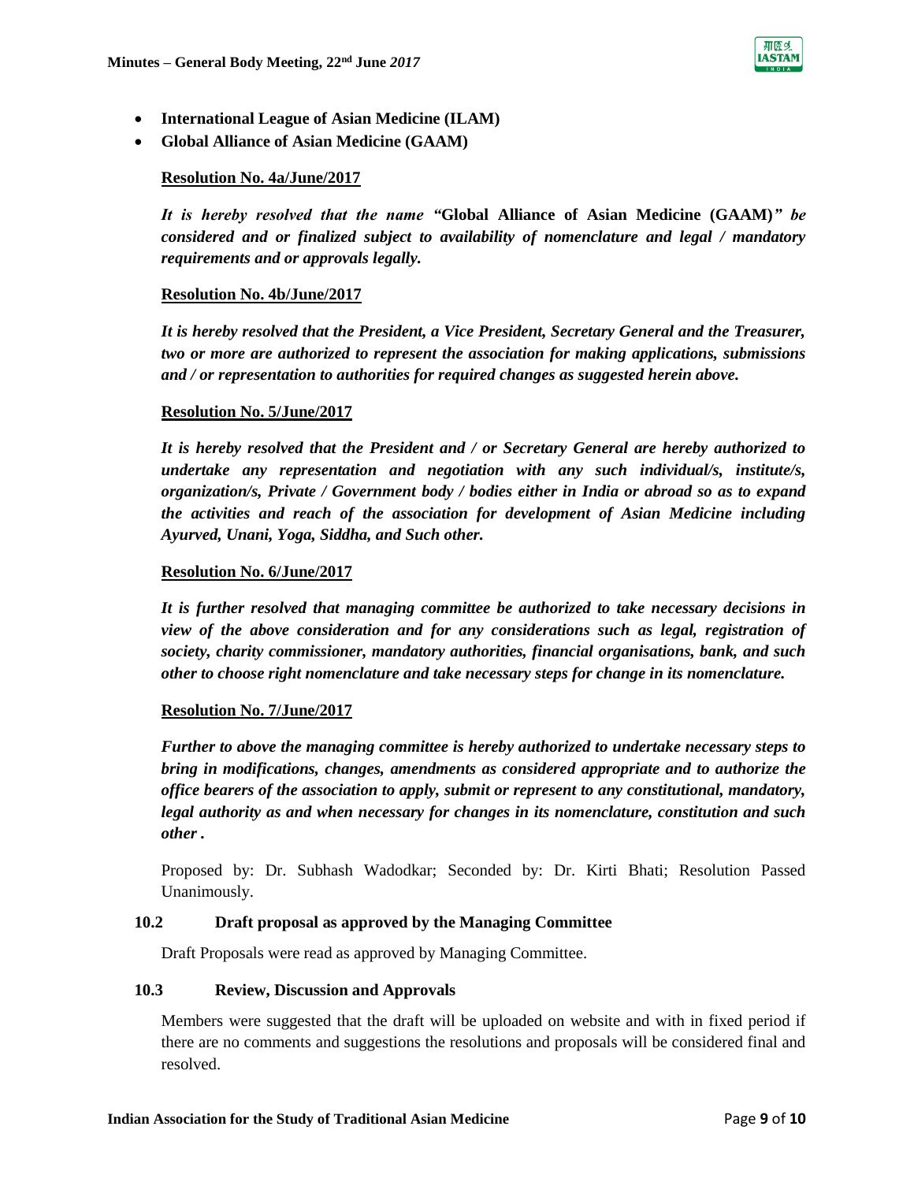- **International League of Asian Medicine (ILAM)**
- **Global Alliance of Asian Medicine (GAAM)**

**Resolution No. 4a/June/2017**

***It is hereby resolved that the name* "Global Alliance of Asian Medicine (GAAM)" *be considered and or finalized subject to availability of nomenclature and legal / mandatory requirements and or approvals legally.***

**Resolution No. 4b/June/2017**

***It is hereby resolved that the President, a Vice President, Secretary General and the Treasurer, two or more are authorized to represent the association for making applications, submissions and / or representation to authorities for required changes as suggested herein above.***

**Resolution No. 5/June/2017**

***It is hereby resolved that the President and / or Secretary General are hereby authorized to undertake any representation and negotiation with any such individual/s, institute/s, organization/s, Private / Government body / bodies either in India or abroad so as to expand the activities and reach of the association for development of Asian Medicine including Ayurved, Unani, Yoga, Siddha, and Such other.***

**Resolution No. 6/June/2017**

***It is further resolved that managing committee be authorized to take necessary decisions in view of the above consideration and for any considerations such as legal, registration of society, charity commissioner, mandatory authorities, financial organisations, bank, and such other to choose right nomenclature and take necessary steps for change in its nomenclature.***

**Resolution No. 7/June/2017**

***Further to above the managing committee is hereby authorized to undertake necessary steps to bring in modifications, changes, amendments as considered appropriate and to authorize the office bearers of the association to apply, submit or represent to any constitutional, mandatory, legal authority as and when necessary for changes in its nomenclature, constitution and such other .***

Proposed by: Dr. Subhash Wadodkar; Seconded by: Dr. Kirti Bhati; Resolution Passed Unanimously.

### 10.2 Draft proposal as approved by the Managing Committee

Draft Proposals were read as approved by Managing Committee.

### 10.3 Review, Discussion and Approvals

Members were suggested that the draft will be uploaded on website and with in fixed period if there are no comments and suggestions the resolutions and proposals will be considered final and resolved.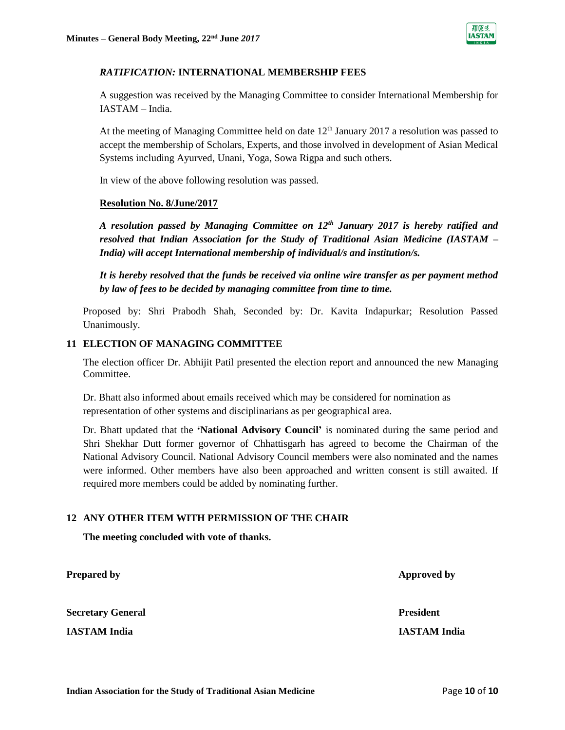### *RATIFICATION:* INTERNATIONAL MEMBERSHIP FEES

A suggestion was received by the Managing Committee to consider International Membership for IASTAM – India.

At the meeting of Managing Committee held on date 12th January 2017 a resolution was passed to accept the membership of Scholars, Experts, and those involved in development of Asian Medical Systems including Ayurved, Unani, Yoga, Sowa Rigpa and such others.

In view of the above following resolution was passed.

**Resolution No. 8/June/2017**

***A resolution passed by Managing Committee on 12th January 2017 is hereby ratified and resolved that Indian Association for the Study of Traditional Asian Medicine (IASTAM – India) will accept International membership of individual/s and institution/s.***

***It is hereby resolved that the funds be received via online wire transfer as per payment method by law of fees to be decided by managing committee from time to time.***

Proposed by: Shri Prabodh Shah, Seconded by: Dr. Kavita Indapurkar; Resolution Passed Unanimously.

## 11 ELECTION OF MANAGING COMMITTEE

The election officer Dr. Abhijit Patil presented the election report and announced the new Managing Committee.

Dr. Bhatt also informed about emails received which may be considered for nomination as representation of other systems and disciplinarians as per geographical area.

Dr. Bhatt updated that the **'National Advisory Council'** is nominated during the same period and Shri Shekhar Dutt former governor of Chhattisgarh has agreed to become the Chairman of the National Advisory Council. National Advisory Council members were also nominated and the names were informed. Other members have also been approached and written consent is still awaited. If required more members could be added by nominating further.

## 12 ANY OTHER ITEM WITH PERMISSION OF THE CHAIR

**The meeting concluded with vote of thanks.**

**Prepared by**

**Secretary General**
**IASTAM India**

**Approved by**

**President**
**IASTAM India**